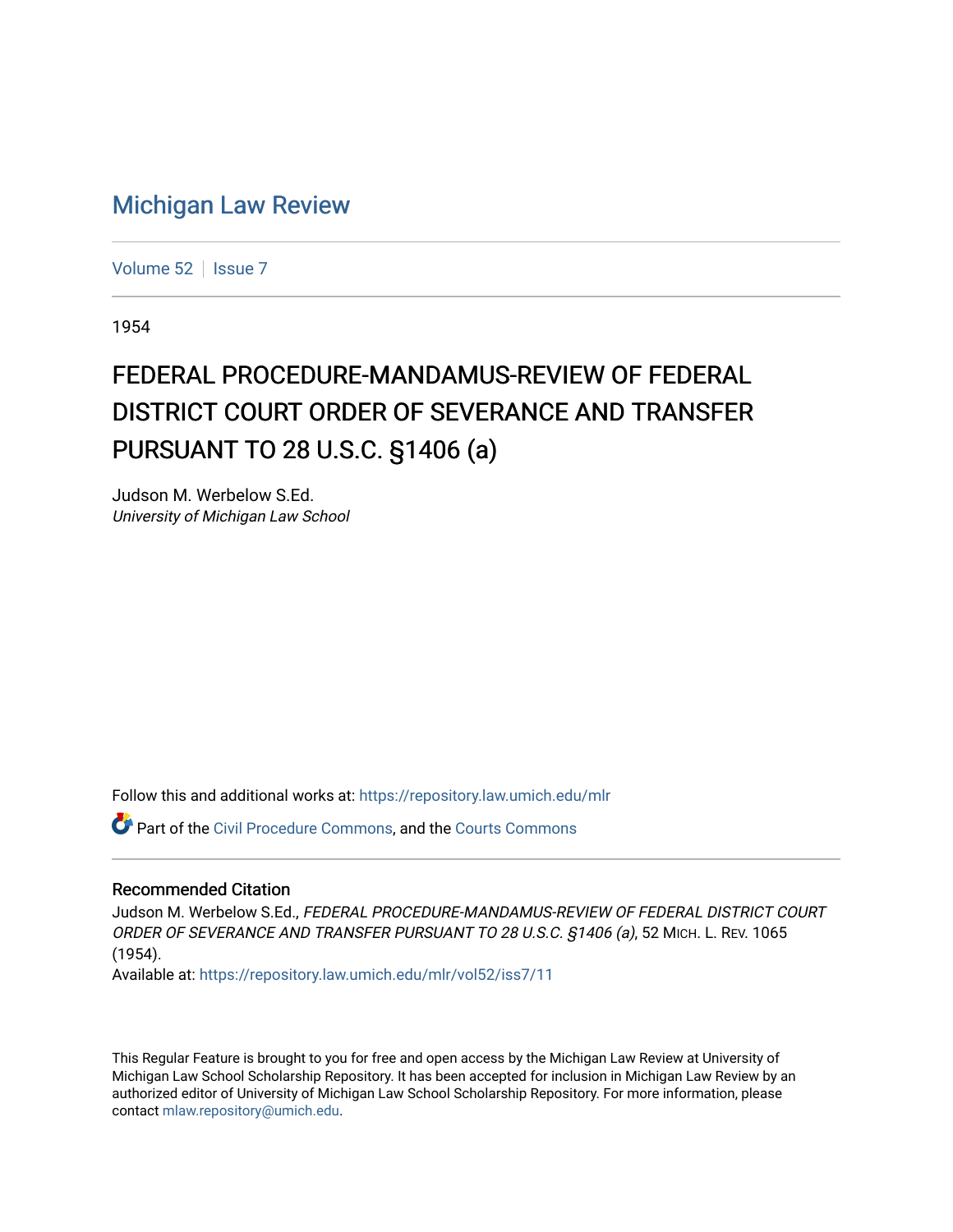# Michigan Law Review

Volume 52 | Issue 7

1954

## FEDERAL PROCEDURE-MANDAMUS-REVIEW OF FEDERAL DISTRICT COURT ORDER OF SEVERANCE AND TRANSFER PURSUANT TO 28 U.S.C. §1406 (a)

Judson M. Werbelow S.Ed.
*University of Michigan Law School*

Follow this and additional works at: https://repository.law.umich.edu/mlr

Part of the Civil Procedure Commons, and the Courts Commons

### Recommended Citation

Judson M. Werbelow S.Ed., *FEDERAL PROCEDURE-MANDAMUS-REVIEW OF FEDERAL DISTRICT COURT ORDER OF SEVERANCE AND TRANSFER PURSUANT TO 28 U.S.C. §1406 (a)*, 52 MICH. L. REV. 1065 (1954).
Available at: https://repository.law.umich.edu/mlr/vol52/iss7/11

This Regular Feature is brought to you for free and open access by the Michigan Law Review at University of Michigan Law School Scholarship Repository. It has been accepted for inclusion in Michigan Law Review by an authorized editor of University of Michigan Law School Scholarship Repository. For more information, please contact mlaw.repository@umich.edu.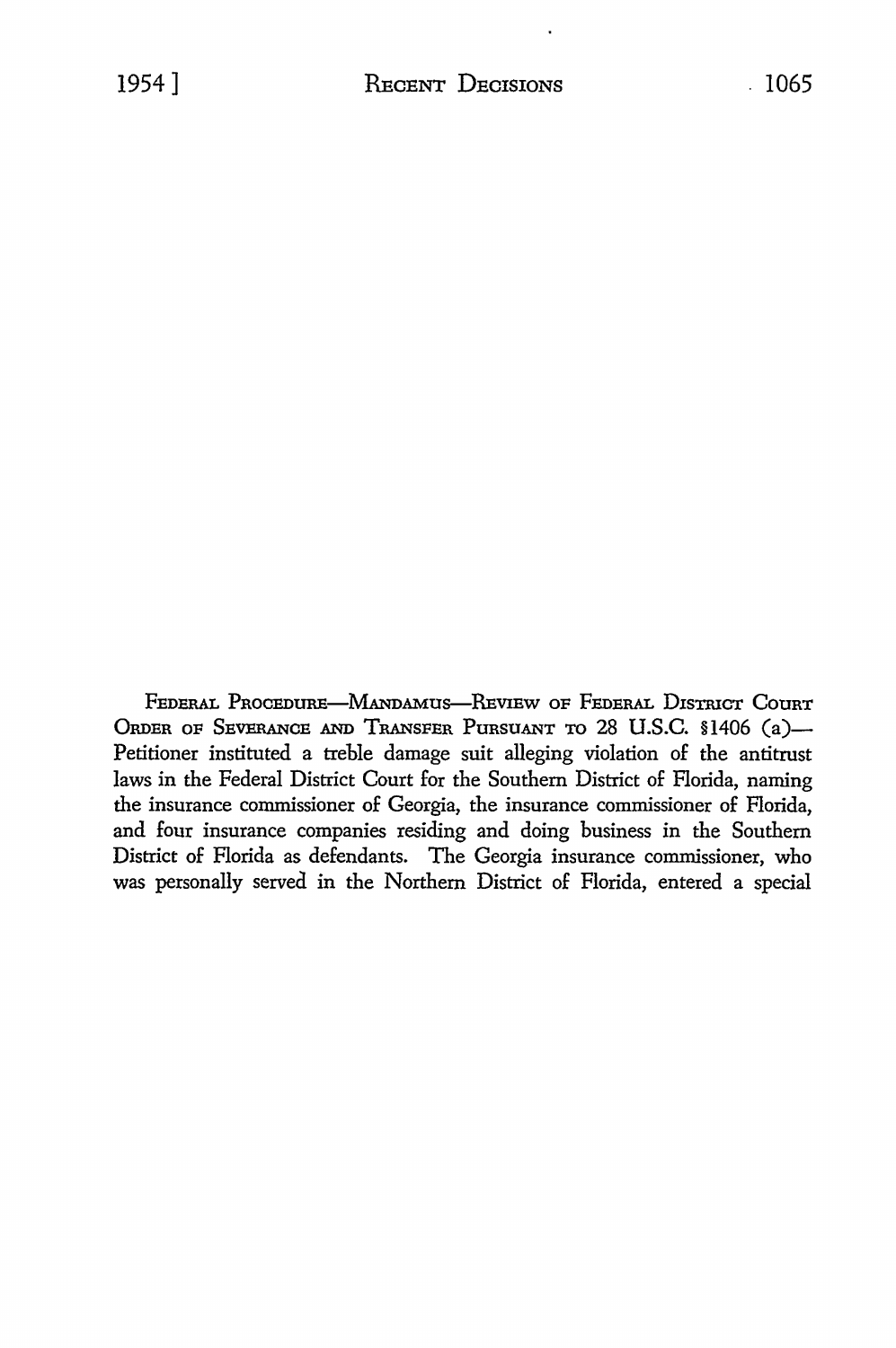FEDERAL PROCEDURE—MANDAMUS—REVIEW OF FEDERAL DISTRICT COURT ORDER OF SEVERANCE AND TRANSFER PURSUANT TO 28 U.S.C. §1406 (a)— Petitioner instituted a treble damage suit alleging violation of the antitrust laws in the Federal District Court for the Southern District of Florida, naming the insurance commissioner of Georgia, the insurance commissioner of Florida, and four insurance companies residing and doing business in the Southern District of Florida as defendants. The Georgia insurance commissioner, who was personally served in the Northern District of Florida, entered a special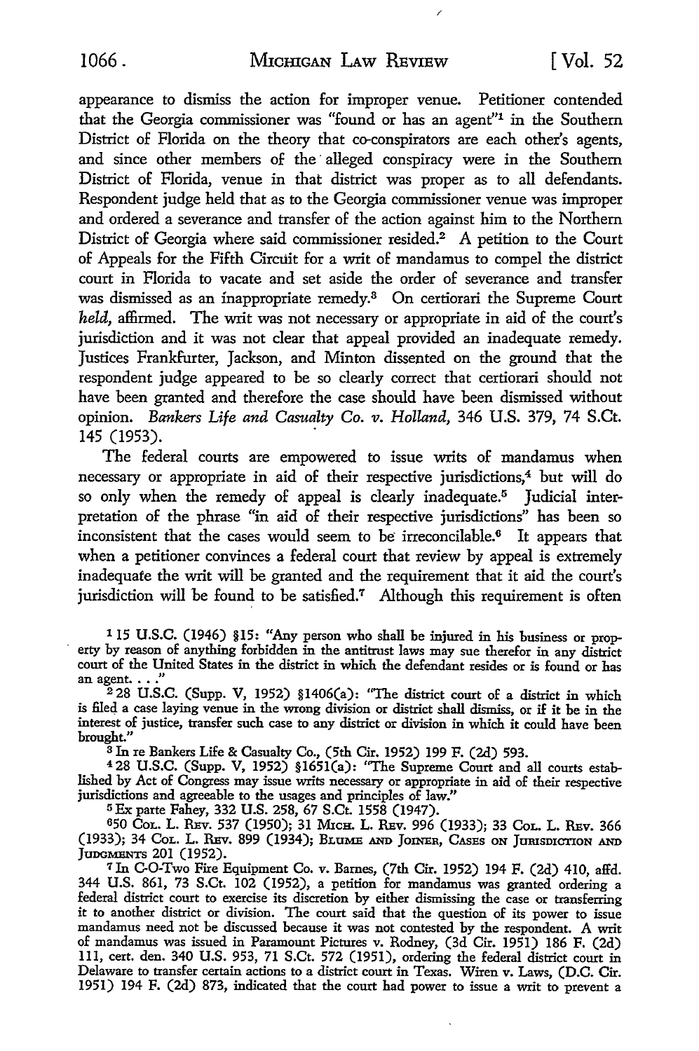appearance to dismiss the action for improper venue. Petitioner contended that the Georgia commissioner was "found or has an agent"[1] in the Southern District of Florida on the theory that co-conspirators are each other's agents, and since other members of the alleged conspiracy were in the Southern District of Florida, venue in that district was proper as to all defendants. Respondent judge held that as to the Georgia commissioner venue was improper and ordered a severance and transfer of the action against him to the Northern District of Georgia where said commissioner resided.[2] A petition to the Court of Appeals for the Fifth Circuit for a writ of mandamus to compel the district court in Florida to vacate and set aside the order of severance and transfer was dismissed as an inappropriate remedy.[3] On certiorari the Supreme Court *held,* affirmed. The writ was not necessary or appropriate in aid of the court's jurisdiction and it was not clear that appeal provided an inadequate remedy. Justices Frankfurter, Jackson, and Minton dissented on the ground that the respondent judge appeared to be so clearly correct that certiorari should not have been granted and therefore the case should have been dismissed without opinion. *Bankers Life and Casualty Co. v. Holland,* 346 U.S. 379, 74 S.Ct. 145 (1953).

The federal courts are empowered to issue writs of mandamus when necessary or appropriate in aid of their respective jurisdictions,[4] but will do so only when the remedy of appeal is clearly inadequate.[5] Judicial interpretation of the phrase "in aid of their respective jurisdictions" has been so inconsistent that the cases would seem to be irreconcilable.[6] It appears that when a petitioner convinces a federal court that review by appeal is extremely inadequate the writ will be granted and the requirement that it aid the court's jurisdiction will be found to be satisfied.[7] Although this requirement is often

---

[1] 15 U.S.C. (1946) §15: "Any person who shall be injured in his business or property by reason of anything forbidden in the antitrust laws may sue therefor in any district court of the United States in the district in which the defendant resides or is found or has an agent. . . ."

[2] 28 U.S.C. (Supp. V, 1952) §1406(a): "The district court of a district in which is filed a case laying venue in the wrong division or district shall dismiss, or if it be in the interest of justice, transfer such case to any district or division in which it could have been brought."

[3] In re Bankers Life & Casualty Co., (5th Cir. 1952) 199 F. (2d) 593.

[4] 28 U.S.C. (Supp. V, 1952) §1651(a): "The Supreme Court and all courts established by Act of Congress may issue writs necessary or appropriate in aid of their respective jurisdictions and agreeable to the usages and principles of law."

[5] Ex parte Fahey, 332 U.S. 258, 67 S.Ct. 1558 (1947).

[6] 50 COL. L. REV. 537 (1950); 31 MICH. L. REV. 996 (1933); 33 COL. L. REV. 366 (1933); 34 COL. L. REV. 899 (1934); BLUME AND JOINER, CASES ON JURISDICTION AND JUDGMENTS 201 (1952).

[7] In C-O-Two Fire Equipment Co. v. Barnes, (7th Cir. 1952) 194 F. (2d) 410, affd. 344 U.S. 861, 73 S.Ct. 102 (1952), a petition for mandamus was granted ordering a federal district court to exercise its discretion by either dismissing the case or transferring it to another district or division. The court said that the question of its power to issue mandamus need not be discussed because it was not contested by the respondent. A writ of mandamus was issued in Paramount Pictures v. Rodney, (3d Cir. 1951) 186 F. (2d) 111, cert. den. 340 U.S. 953, 71 S.Ct. 572 (1951), ordering the federal district court in Delaware to transfer certain actions to a district court in Texas. Wiren v. Laws, (D.C. Cir. 1951) 194 F. (2d) 873, indicated that the court had power to issue a writ to prevent a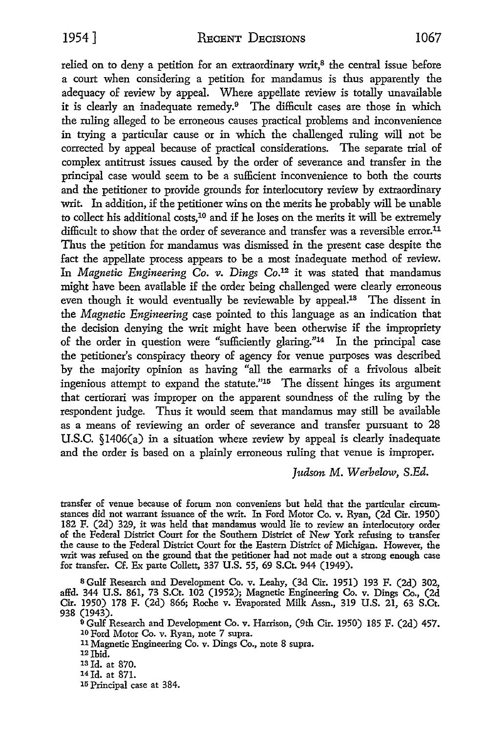relied on to deny a petition for an extraordinary writ,[8] the central issue before a court when considering a petition for mandamus is thus apparently the adequacy of review by appeal. Where appellate review is totally unavailable it is clearly an inadequate remedy.[9] The difficult cases are those in which the ruling alleged to be erroneous causes practical problems and inconvenience in trying a particular cause or in which the challenged ruling will not be corrected by appeal because of practical considerations. The separate trial of complex antitrust issues caused by the order of severance and transfer in the principal case would seem to be a sufficient inconvenience to both the courts and the petitioner to provide grounds for interlocutory review by extraordinary writ. In addition, if the petitioner wins on the merits he probably will be unable to collect his additional costs,[10] and if he loses on the merits it will be extremely difficult to show that the order of severance and transfer was a reversible error.[11] Thus the petition for mandamus was dismissed in the present case despite the fact the appellate process appears to be a most inadequate method of review. In *Magnetic Engineering Co. v. Dings Co.*[12] it was stated that mandamus might have been available if the order being challenged were clearly erroneous even though it would eventually be reviewable by appeal.[13] The dissent in the *Magnetic Engineering* case pointed to this language as an indication that the decision denying the writ might have been otherwise if the impropriety of the order in question were "sufficiently glaring."[14] In the principal case the petitioner's conspiracy theory of agency for venue purposes was described by the majority opinion as having "all the earmarks of a frivolous albeit ingenious attempt to expand the statute."[15] The dissent hinges its argument that certiorari was improper on the apparent soundness of the ruling by the respondent judge. Thus it would seem that mandamus may still be available as a means of reviewing an order of severance and transfer pursuant to 28 U.S.C. §1406(a) in a situation where review by appeal is clearly inadequate and the order is based on a plainly erroneous ruling that venue is improper.

*Judson M. Werbelow, S.Ed.*

transfer of venue because of forum non conveniens but held that the particular circumstances did not warrant issuance of the writ. In Ford Motor Co. v. Ryan, (2d Cir. 1950) 182 F. (2d) 329, it was held that mandamus would lie to review an interlocutory order of the Federal District Court for the Southern District of New York refusing to transfer the cause to the Federal District Court for the Eastern District of Michigan. However, the writ was refused on the ground that the petitioner had not made out a strong enough case for transfer. Cf. Ex parte Collett, 337 U.S. 55, 69 S.Ct. 944 (1949).

[8] Gulf Research and Development Co. v. Leahy, (3d Cir. 1951) 193 F. (2d) 302, affd. 344 U.S. 861, 73 S.Ct. 102 (1952); Magnetic Engineering Co. v. Dings Co., (2d Cir. 1950) 178 F. (2d) 866; Roche v. Evaporated Milk Assn., 319 U.S. 21, 63 S.Ct. 938 (1943).

[9] Gulf Research and Development Co. v. Harrison, (9th Cir. 1950) 185 F. (2d) 457.

[10] Ford Motor Co. v. Ryan, note 7 supra.

[11] Magnetic Engineering Co. v. Dings Co., note 8 supra.

[12] Ibid.

[13] Id. at 870.

[14] Id. at 871.

[15] Principal case at 384.